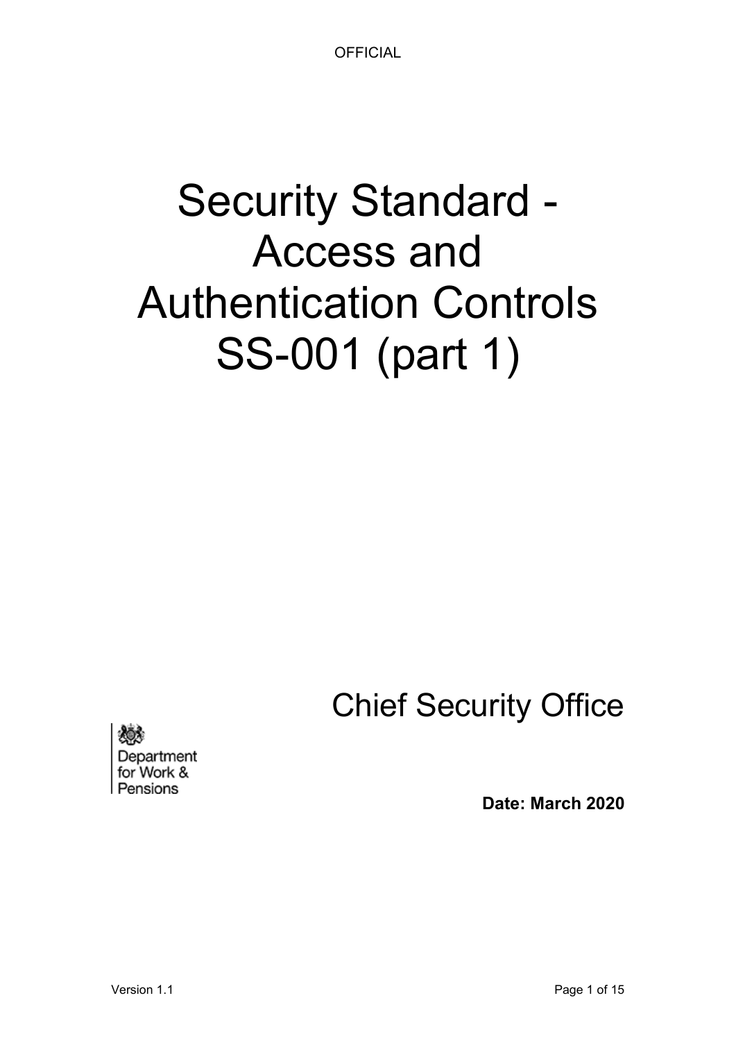OFFICIAL

# Security Standard - Access and Authentication Controls SS-001 (part 1)

Chief Security Office

Department for Work & Pensions

**Date: March 2020**

Version 1.1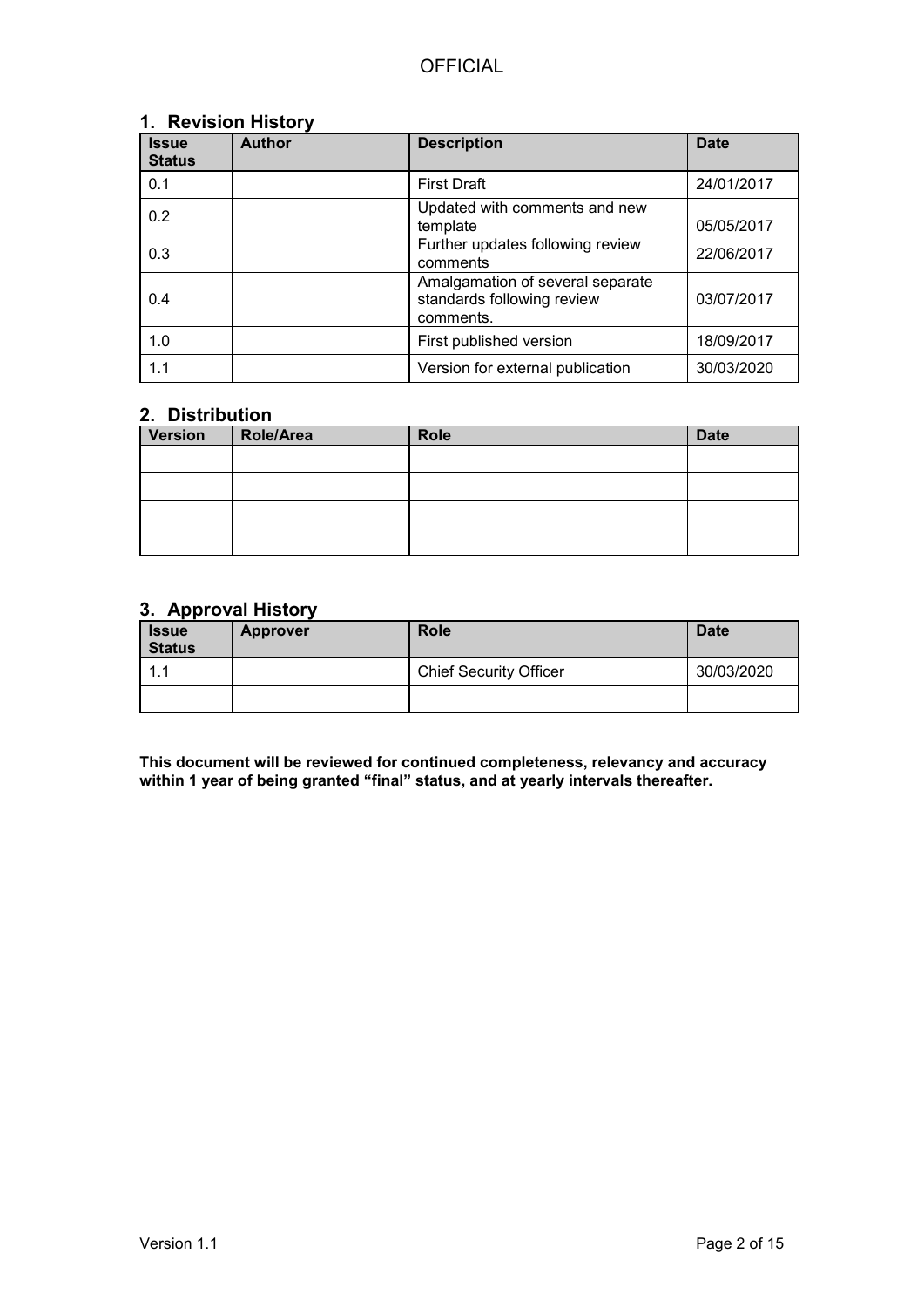## 1. Revision History

| Issue Status | Author | Description | Date |
|---|---|---|---|
| 0.1 | | First Draft | 24/01/2017 |
| 0.2 | | Updated with comments and new template | 05/05/2017 |
| 0.3 | | Further updates following review comments | 22/06/2017 |
| 0.4 | | Amalgamation of several separate standards following review comments. | 03/07/2017 |
| 1.0 | | First published version | 18/09/2017 |
| 1.1 | | Version for external publication | 30/03/2020 |

## 2. Distribution

| Version | Role/Area | Role | Date |
|---|---|---|---|
| | | | |
| | | | |
| | | | |
| | | | |

## 3. Approval History

| Issue Status | Approver | Role | Date |
|---|---|---|---|
| 1.1 | | Chief Security Officer | 30/03/2020 |
| | | | |

**This document will be reviewed for continued completeness, relevancy and accuracy within 1 year of being granted "final" status, and at yearly intervals thereafter.**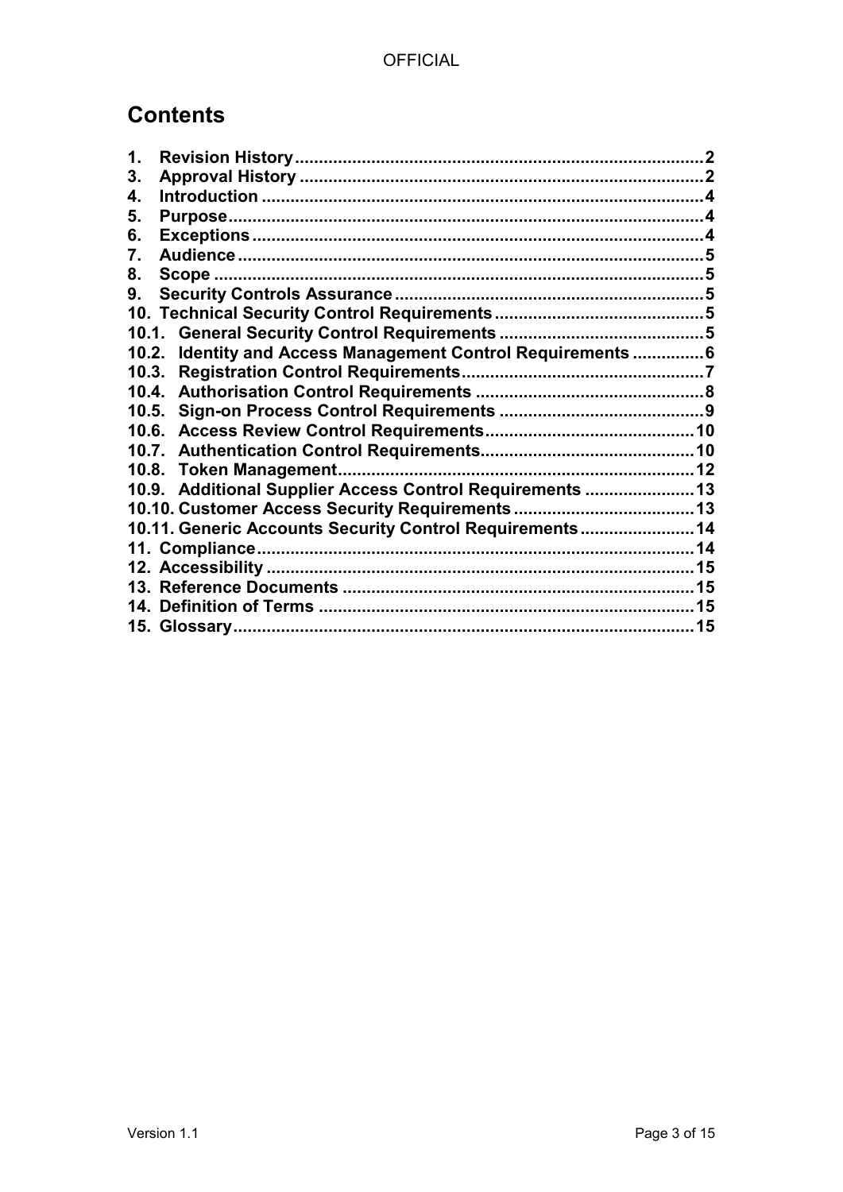# Contents

| | | |
|---|---|---|
| 1. | Revision History | 2 |
| 3. | Approval History | 2 |
| 4. | Introduction | 4 |
| 5. | Purpose | 4 |
| 6. | Exceptions | 4 |
| 7. | Audience | 5 |
| 8. | Scope | 5 |
| 9. | Security Controls Assurance | 5 |
| 10. | Technical Security Control Requirements | 5 |
| 10.1. | General Security Control Requirements | 5 |
| 10.2. | Identity and Access Management Control Requirements | 6 |
| 10.3. | Registration Control Requirements | 7 |
| 10.4. | Authorisation Control Requirements | 8 |
| 10.5. | Sign-on Process Control Requirements | 9 |
| 10.6. | Access Review Control Requirements | 10 |
| 10.7. | Authentication Control Requirements | 10 |
| 10.8. | Token Management | 12 |
| 10.9. | Additional Supplier Access Control Requirements | 13 |
| 10.10. | Customer Access Security Requirements | 13 |
| 10.11. | Generic Accounts Security Control Requirements | 14 |
| 11. | Compliance | 14 |
| 12. | Accessibility | 15 |
| 13. | Reference Documents | 15 |
| 14. | Definition of Terms | 15 |
| 15. | Glossary | 15 |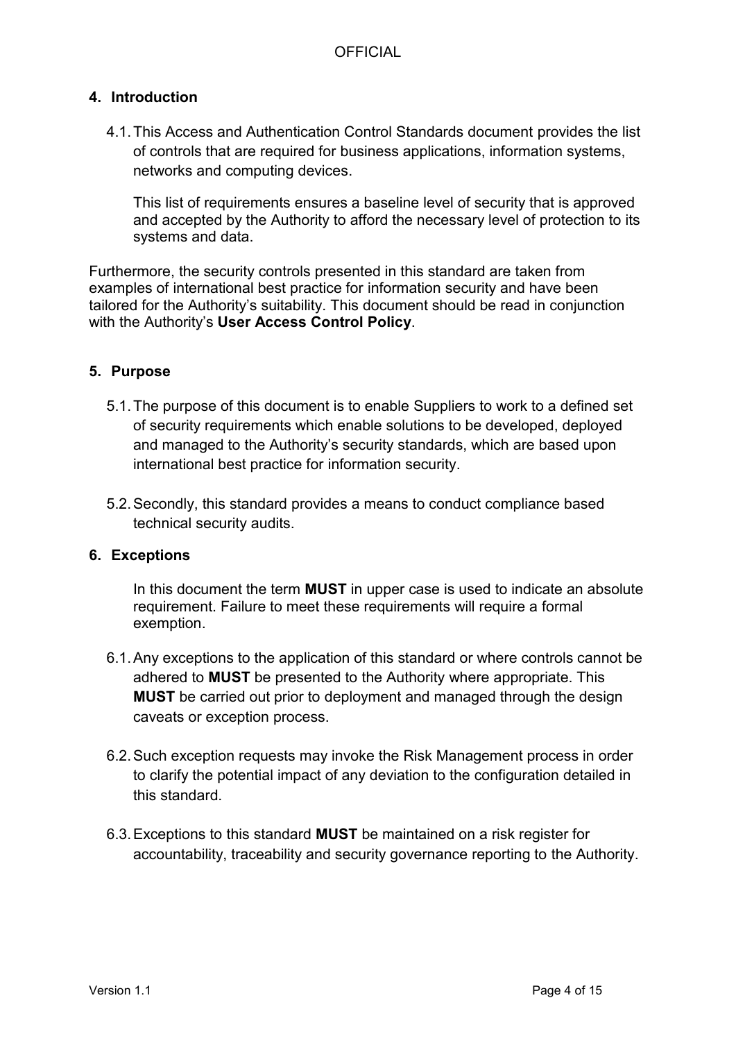## 4. Introduction

4.1. This Access and Authentication Control Standards document provides the list of controls that are required for business applications, information systems, networks and computing devices.

This list of requirements ensures a baseline level of security that is approved and accepted by the Authority to afford the necessary level of protection to its systems and data.

Furthermore, the security controls presented in this standard are taken from examples of international best practice for information security and have been tailored for the Authority's suitability. This document should be read in conjunction with the Authority's **User Access Control Policy**.

## 5. Purpose

5.1. The purpose of this document is to enable Suppliers to work to a defined set of security requirements which enable solutions to be developed, deployed and managed to the Authority's security standards, which are based upon international best practice for information security.

5.2. Secondly, this standard provides a means to conduct compliance based technical security audits.

## 6. Exceptions

In this document the term **MUST** in upper case is used to indicate an absolute requirement. Failure to meet these requirements will require a formal exemption.

6.1. Any exceptions to the application of this standard or where controls cannot be adhered to **MUST** be presented to the Authority where appropriate. This **MUST** be carried out prior to deployment and managed through the design caveats or exception process.

6.2. Such exception requests may invoke the Risk Management process in order to clarify the potential impact of any deviation to the configuration detailed in this standard.

6.3. Exceptions to this standard **MUST** be maintained on a risk register for accountability, traceability and security governance reporting to the Authority.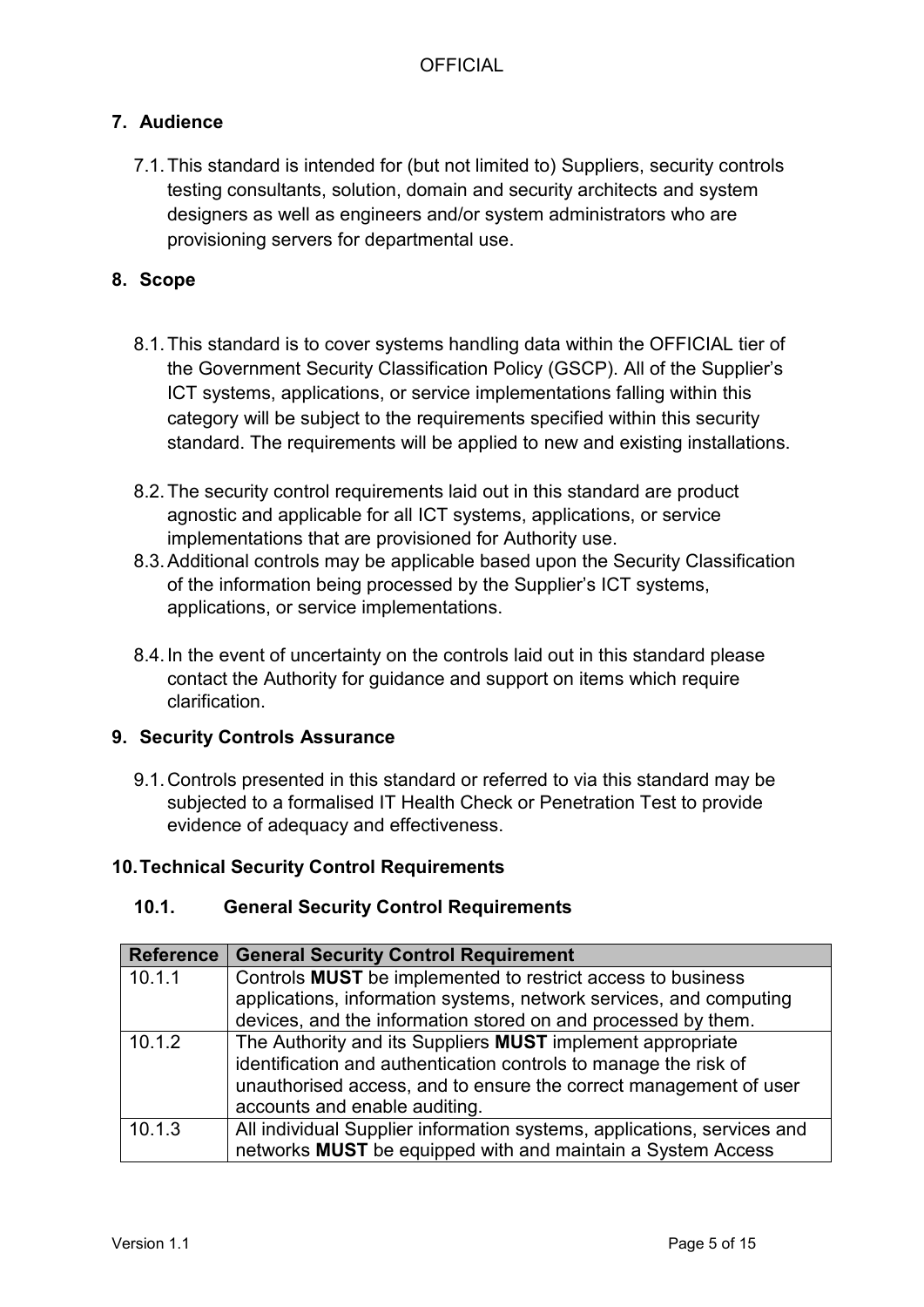## 7. Audience

7.1. This standard is intended for (but not limited to) Suppliers, security controls testing consultants, solution, domain and security architects and system designers as well as engineers and/or system administrators who are provisioning servers for departmental use.

## 8. Scope

8.1. This standard is to cover systems handling data within the OFFICIAL tier of the Government Security Classification Policy (GSCP). All of the Supplier's ICT systems, applications, or service implementations falling within this category will be subject to the requirements specified within this security standard. The requirements will be applied to new and existing installations.

8.2. The security control requirements laid out in this standard are product agnostic and applicable for all ICT systems, applications, or service implementations that are provisioned for Authority use.

8.3. Additional controls may be applicable based upon the Security Classification of the information being processed by the Supplier's ICT systems, applications, or service implementations.

8.4. In the event of uncertainty on the controls laid out in this standard please contact the Authority for guidance and support on items which require clarification.

## 9. Security Controls Assurance

9.1. Controls presented in this standard or referred to via this standard may be subjected to a formalised IT Health Check or Penetration Test to provide evidence of adequacy and effectiveness.

## 10. Technical Security Control Requirements

### 10.1. General Security Control Requirements

| Reference | General Security Control Requirement |
|---|---|
| 10.1.1 | Controls **MUST** be implemented to restrict access to business applications, information systems, network services, and computing devices, and the information stored on and processed by them. |
| 10.1.2 | The Authority and its Suppliers **MUST** implement appropriate identification and authentication controls to manage the risk of unauthorised access, and to ensure the correct management of user accounts and enable auditing. |
| 10.1.3 | All individual Supplier information systems, applications, services and networks **MUST** be equipped with and maintain a System Access |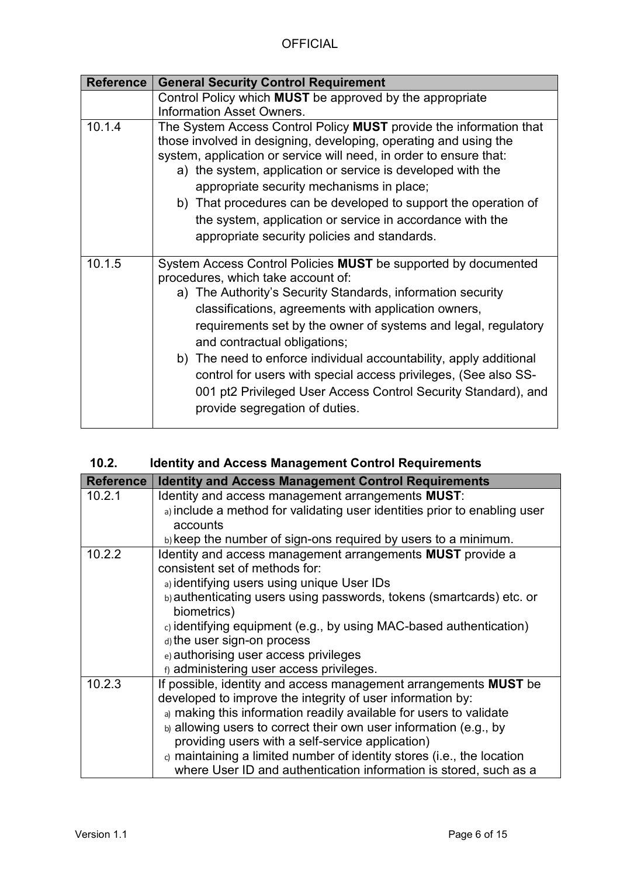| Reference | General Security Control Requirement |
|---|---|
| | Control Policy which **MUST** be approved by the appropriate Information Asset Owners. |
| 10.1.4 | The System Access Control Policy **MUST** provide the information that those involved in designing, developing, operating and using the system, application or service will need, in order to ensure that:<br>a) the system, application or service is developed with the appropriate security mechanisms in place;<br>b) That procedures can be developed to support the operation of the system, application or service in accordance with the appropriate security policies and standards. |
| 10.1.5 | System Access Control Policies **MUST** be supported by documented procedures, which take account of:<br>a) The Authority's Security Standards, information security classifications, agreements with application owners, requirements set by the owner of systems and legal, regulatory and contractual obligations;<br>b) The need to enforce individual accountability, apply additional control for users with special access privileges, (See also SS-001 pt2 Privileged User Access Control Security Standard), and provide segregation of duties. |

## 10.2. Identity and Access Management Control Requirements

| Reference | Identity and Access Management Control Requirements |
|---|---|
| 10.2.1 | Identity and access management arrangements **MUST**:<br>a) include a method for validating user identities prior to enabling user accounts<br>b) keep the number of sign-ons required by users to a minimum. |
| 10.2.2 | Identity and access management arrangements **MUST** provide a consistent set of methods for:<br>a) identifying users using unique User IDs<br>b) authenticating users using passwords, tokens (smartcards) etc. or biometrics)<br>c) identifying equipment (e.g., by using MAC-based authentication)<br>d) the user sign-on process<br>e) authorising user access privileges<br>f) administering user access privileges. |
| 10.2.3 | If possible, identity and access management arrangements **MUST** be developed to improve the integrity of user information by:<br>a) making this information readily available for users to validate<br>b) allowing users to correct their own user information (e.g., by providing users with a self-service application)<br>c) maintaining a limited number of identity stores (i.e., the location where User ID and authentication information is stored, such as a |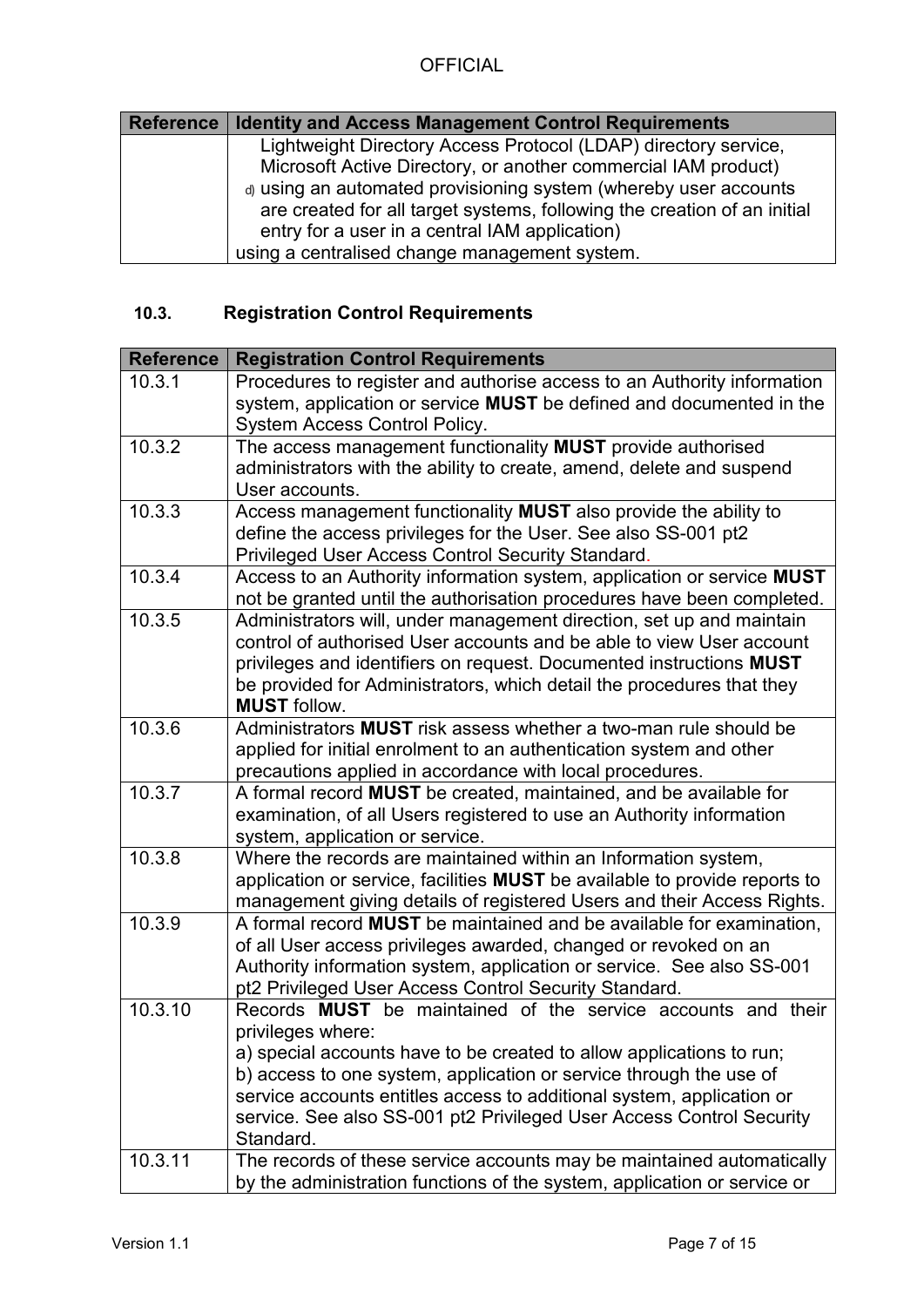| Reference | Identity and Access Management Control Requirements |
|---|---|
| | Lightweight Directory Access Protocol (LDAP) directory service, Microsoft Active Directory, or another commercial IAM product)<br>d) using an automated provisioning system (whereby user accounts are created for all target systems, following the creation of an initial entry for a user in a central IAM application)<br>using a centralised change management system. |

### 10.3. Registration Control Requirements

| Reference | Registration Control Requirements |
|---|---|
| 10.3.1 | Procedures to register and authorise access to an Authority information system, application or service **MUST** be defined and documented in the System Access Control Policy. |
| 10.3.2 | The access management functionality **MUST** provide authorised administrators with the ability to create, amend, delete and suspend User accounts. |
| 10.3.3 | Access management functionality **MUST** also provide the ability to define the access privileges for the User. See also SS-001 pt2 Privileged User Access Control Security Standard. |
| 10.3.4 | Access to an Authority information system, application or service **MUST** not be granted until the authorisation procedures have been completed. |
| 10.3.5 | Administrators will, under management direction, set up and maintain control of authorised User accounts and be able to view User account privileges and identifiers on request. Documented instructions **MUST** be provided for Administrators, which detail the procedures that they **MUST** follow. |
| 10.3.6 | Administrators **MUST** risk assess whether a two-man rule should be applied for initial enrolment to an authentication system and other precautions applied in accordance with local procedures. |
| 10.3.7 | A formal record **MUST** be created, maintained, and be available for examination, of all Users registered to use an Authority information system, application or service. |
| 10.3.8 | Where the records are maintained within an Information system, application or service, facilities **MUST** be available to provide reports to management giving details of registered Users and their Access Rights. |
| 10.3.9 | A formal record **MUST** be maintained and be available for examination, of all User access privileges awarded, changed or revoked on an Authority information system, application or service. See also SS-001 pt2 Privileged User Access Control Security Standard. |
| 10.3.10 | Records **MUST** be maintained of the service accounts and their privileges where:<br>a) special accounts have to be created to allow applications to run;<br>b) access to one system, application or service through the use of service accounts entitles access to additional system, application or service. See also SS-001 pt2 Privileged User Access Control Security Standard. |
| 10.3.11 | The records of these service accounts may be maintained automatically by the administration functions of the system, application or service or |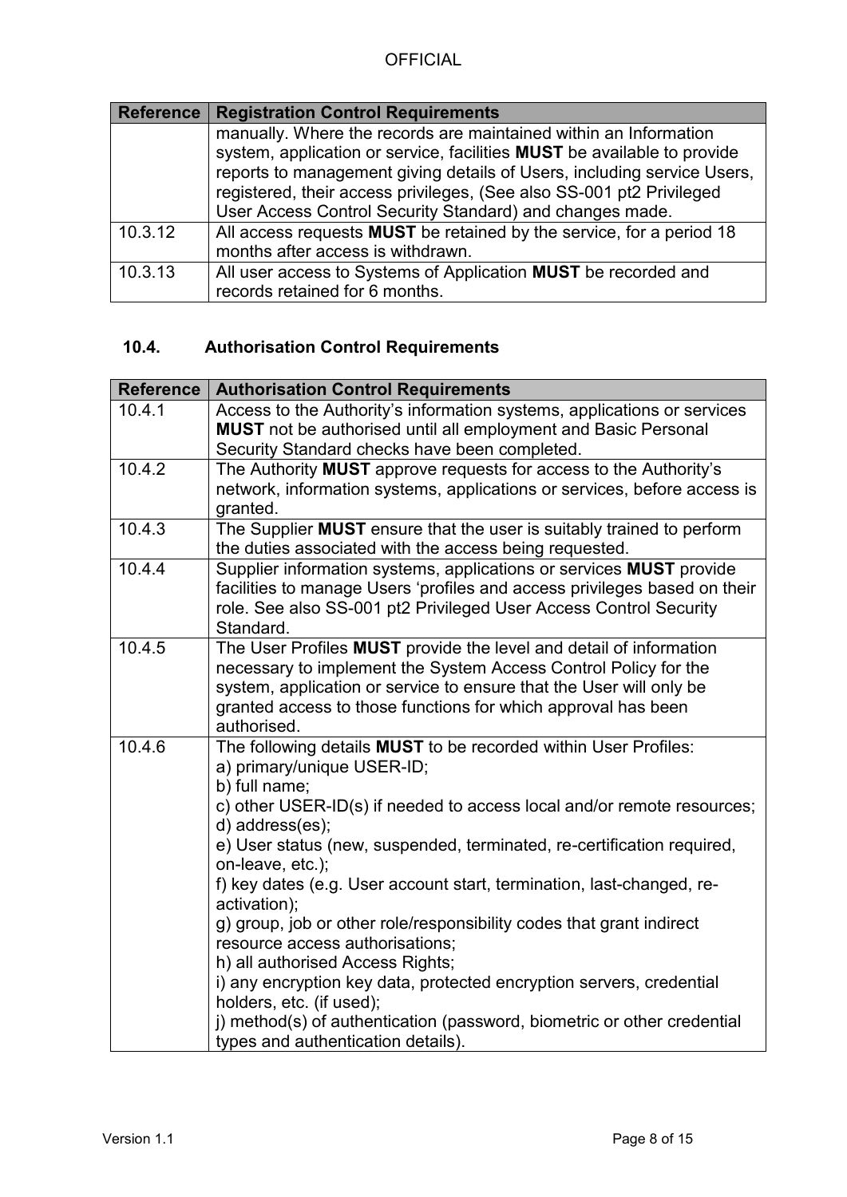| Reference | Registration Control Requirements |
|---|---|
| | manually. Where the records are maintained within an Information system, application or service, facilities **MUST** be available to provide reports to management giving details of Users, including service Users, registered, their access privileges, (See also SS-001 pt2 Privileged User Access Control Security Standard) and changes made. |
| 10.3.12 | All access requests **MUST** be retained by the service, for a period 18 months after access is withdrawn. |
| 10.3.13 | All user access to Systems of Application **MUST** be recorded and records retained for 6 months. |

## 10.4. Authorisation Control Requirements

| Reference | Authorisation Control Requirements |
|---|---|
| 10.4.1 | Access to the Authority's information systems, applications or services **MUST** not be authorised until all employment and Basic Personal Security Standard checks have been completed. |
| 10.4.2 | The Authority **MUST** approve requests for access to the Authority's network, information systems, applications or services, before access is granted. |
| 10.4.3 | The Supplier **MUST** ensure that the user is suitably trained to perform the duties associated with the access being requested. |
| 10.4.4 | Supplier information systems, applications or services **MUST** provide facilities to manage Users 'profiles and access privileges based on their role. See also SS-001 pt2 Privileged User Access Control Security Standard. |
| 10.4.5 | The User Profiles **MUST** provide the level and detail of information necessary to implement the System Access Control Policy for the system, application or service to ensure that the User will only be granted access to those functions for which approval has been authorised. |
| 10.4.6 | The following details **MUST** to be recorded within User Profiles:<br>a) primary/unique USER-ID;<br>b) full name;<br>c) other USER-ID(s) if needed to access local and/or remote resources;<br>d) address(es);<br>e) User status (new, suspended, terminated, re-certification required, on-leave, etc.);<br>f) key dates (e.g. User account start, termination, last-changed, re-activation);<br>g) group, job or other role/responsibility codes that grant indirect resource access authorisations;<br>h) all authorised Access Rights;<br>i) any encryption key data, protected encryption servers, credential holders, etc. (if used);<br>j) method(s) of authentication (password, biometric or other credential types and authentication details). |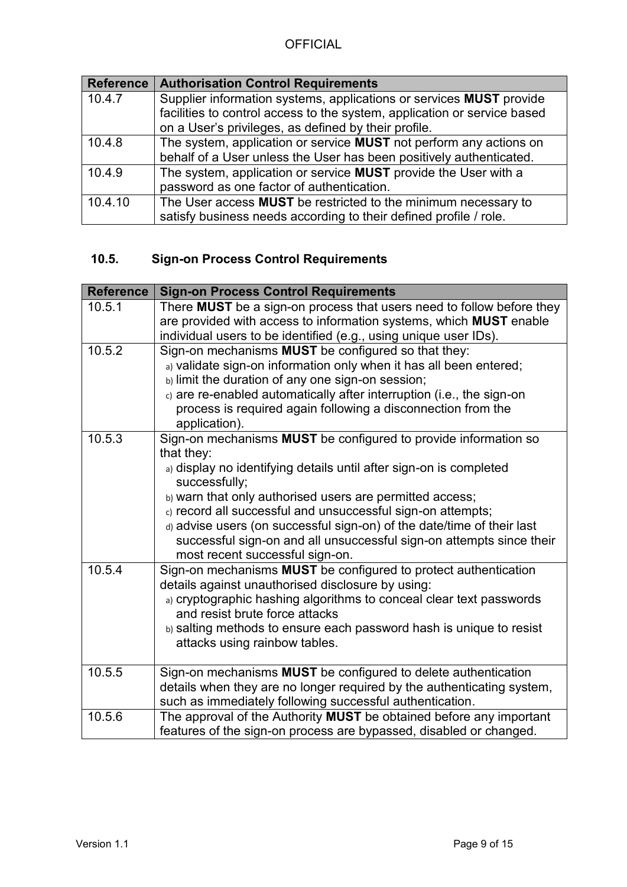| Reference | Authorisation Control Requirements |
|---|---|
| 10.4.7 | Supplier information systems, applications or services **MUST** provide facilities to control access to the system, application or service based on a User's privileges, as defined by their profile. |
| 10.4.8 | The system, application or service **MUST** not perform any actions on behalf of a User unless the User has been positively authenticated. |
| 10.4.9 | The system, application or service **MUST** provide the User with a password as one factor of authentication. |
| 10.4.10 | The User access **MUST** be restricted to the minimum necessary to satisfy business needs according to their defined profile / role. |

### 10.5. Sign-on Process Control Requirements

| Reference | Sign-on Process Control Requirements |
|---|---|
| 10.5.1 | There **MUST** be a sign-on process that users need to follow before they are provided with access to information systems, which **MUST** enable individual users to be identified (e.g., using unique user IDs). |
| 10.5.2 | Sign-on mechanisms **MUST** be configured so that they:<br>a) validate sign-on information only when it has all been entered;<br>b) limit the duration of any one sign-on session;<br>c) are re-enabled automatically after interruption (i.e., the sign-on process is required again following a disconnection from the application). |
| 10.5.3 | Sign-on mechanisms **MUST** be configured to provide information so that they:<br>a) display no identifying details until after sign-on is completed successfully;<br>b) warn that only authorised users are permitted access;<br>c) record all successful and unsuccessful sign-on attempts;<br>d) advise users (on successful sign-on) of the date/time of their last successful sign-on and all unsuccessful sign-on attempts since their most recent successful sign-on. |
| 10.5.4 | Sign-on mechanisms **MUST** be configured to protect authentication details against unauthorised disclosure by using:<br>a) cryptographic hashing algorithms to conceal clear text passwords and resist brute force attacks<br>b) salting methods to ensure each password hash is unique to resist attacks using rainbow tables. |
| 10.5.5 | Sign-on mechanisms **MUST** be configured to delete authentication details when they are no longer required by the authenticating system, such as immediately following successful authentication. |
| 10.5.6 | The approval of the Authority **MUST** be obtained before any important features of the sign-on process are bypassed, disabled or changed. |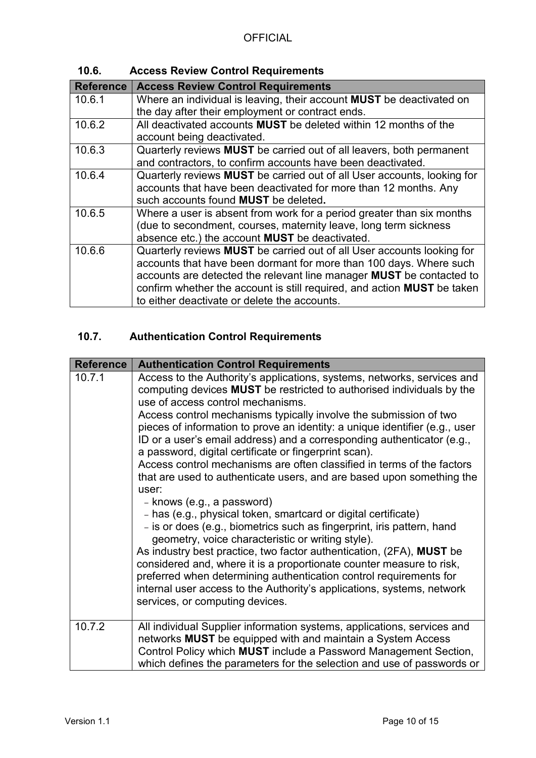## 10.6. Access Review Control Requirements

| Reference | Access Review Control Requirements |
|---|---|
| 10.6.1 | Where an individual is leaving, their account **MUST** be deactivated on the day after their employment or contract ends. |
| 10.6.2 | All deactivated accounts **MUST** be deleted within 12 months of the account being deactivated. |
| 10.6.3 | Quarterly reviews **MUST** be carried out of all leavers, both permanent and contractors, to confirm accounts have been deactivated. |
| 10.6.4 | Quarterly reviews **MUST** be carried out of all User accounts, looking for accounts that have been deactivated for more than 12 months. Any such accounts found **MUST** be deleted**.** |
| 10.6.5 | Where a user is absent from work for a period greater than six months (due to secondment, courses, maternity leave, long term sickness absence etc.) the account **MUST** be deactivated. |
| 10.6.6 | Quarterly reviews **MUST** be carried out of all User accounts looking for accounts that have been dormant for more than 100 days. Where such accounts are detected the relevant line manager **MUST** be contacted to confirm whether the account is still required, and action **MUST** be taken to either deactivate or delete the accounts. |

## 10.7. Authentication Control Requirements

| Reference | Authentication Control Requirements |
|---|---|
| 10.7.1 | Access to the Authority's applications, systems, networks, services and computing devices **MUST** be restricted to authorised individuals by the use of access control mechanisms.<br>Access control mechanisms typically involve the submission of two pieces of information to prove an identity: a unique identifier (e.g., user ID or a user's email address) and a corresponding authenticator (e.g., a password, digital certificate or fingerprint scan).<br>Access control mechanisms are often classified in terms of the factors that are used to authenticate users, and are based upon something the user:<br>- knows (e.g., a password)<br>- has (e.g., physical token, smartcard or digital certificate)<br>- is or does (e.g., biometrics such as fingerprint, iris pattern, hand geometry, voice characteristic or writing style).<br>As industry best practice, two factor authentication, (2FA), **MUST** be considered and, where it is a proportionate counter measure to risk, preferred when determining authentication control requirements for internal user access to the Authority's applications, systems, network services, or computing devices. |
| 10.7.2 | All individual Supplier information systems, applications, services and networks **MUST** be equipped with and maintain a System Access Control Policy which **MUST** include a Password Management Section, which defines the parameters for the selection and use of passwords or |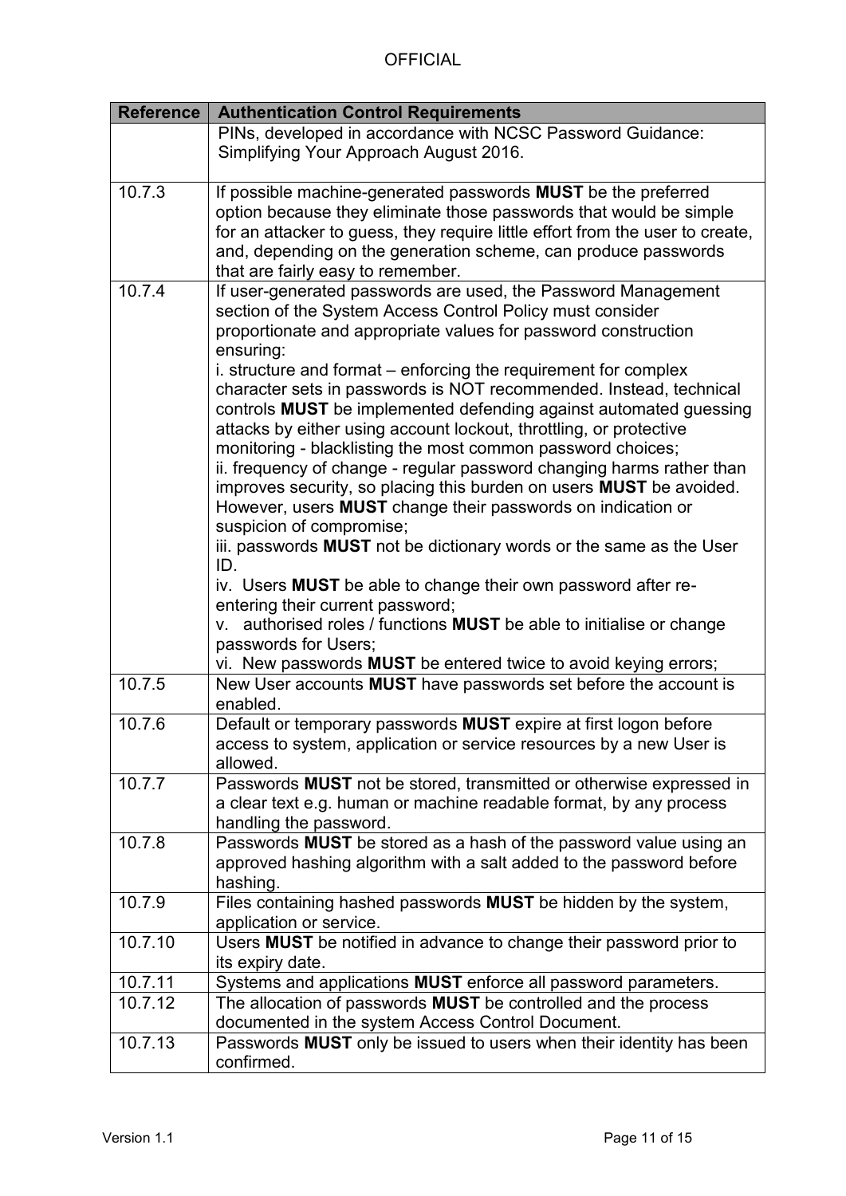| Reference | Authentication Control Requirements |
|---|---|
| | PINs, developed in accordance with NCSC Password Guidance: Simplifying Your Approach August 2016. |
| 10.7.3 | If possible machine-generated passwords **MUST** be the preferred option because they eliminate those passwords that would be simple for an attacker to guess, they require little effort from the user to create, and, depending on the generation scheme, can produce passwords that are fairly easy to remember. |
| 10.7.4 | If user-generated passwords are used, the Password Management section of the System Access Control Policy must consider proportionate and appropriate values for password construction ensuring:<br>i. structure and format – enforcing the requirement for complex character sets in passwords is NOT recommended. Instead, technical controls **MUST** be implemented defending against automated guessing attacks by either using account lockout, throttling, or protective monitoring - blacklisting the most common password choices;<br>ii. frequency of change - regular password changing harms rather than improves security, so placing this burden on users **MUST** be avoided. However, users **MUST** change their passwords on indication or suspicion of compromise;<br>iii. passwords **MUST** not be dictionary words or the same as the User ID.<br>iv. Users **MUST** be able to change their own password after re-entering their current password;<br>v. authorised roles / functions **MUST** be able to initialise or change passwords for Users;<br>vi. New passwords **MUST** be entered twice to avoid keying errors; |
| 10.7.5 | New User accounts **MUST** have passwords set before the account is enabled. |
| 10.7.6 | Default or temporary passwords **MUST** expire at first logon before access to system, application or service resources by a new User is allowed. |
| 10.7.7 | Passwords **MUST** not be stored, transmitted or otherwise expressed in a clear text e.g. human or machine readable format, by any process handling the password. |
| 10.7.8 | Passwords **MUST** be stored as a hash of the password value using an approved hashing algorithm with a salt added to the password before hashing. |
| 10.7.9 | Files containing hashed passwords **MUST** be hidden by the system, application or service. |
| 10.7.10 | Users **MUST** be notified in advance to change their password prior to its expiry date. |
| 10.7.11 | Systems and applications **MUST** enforce all password parameters. |
| 10.7.12 | The allocation of passwords **MUST** be controlled and the process documented in the system Access Control Document. |
| 10.7.13 | Passwords **MUST** only be issued to users when their identity has been confirmed. |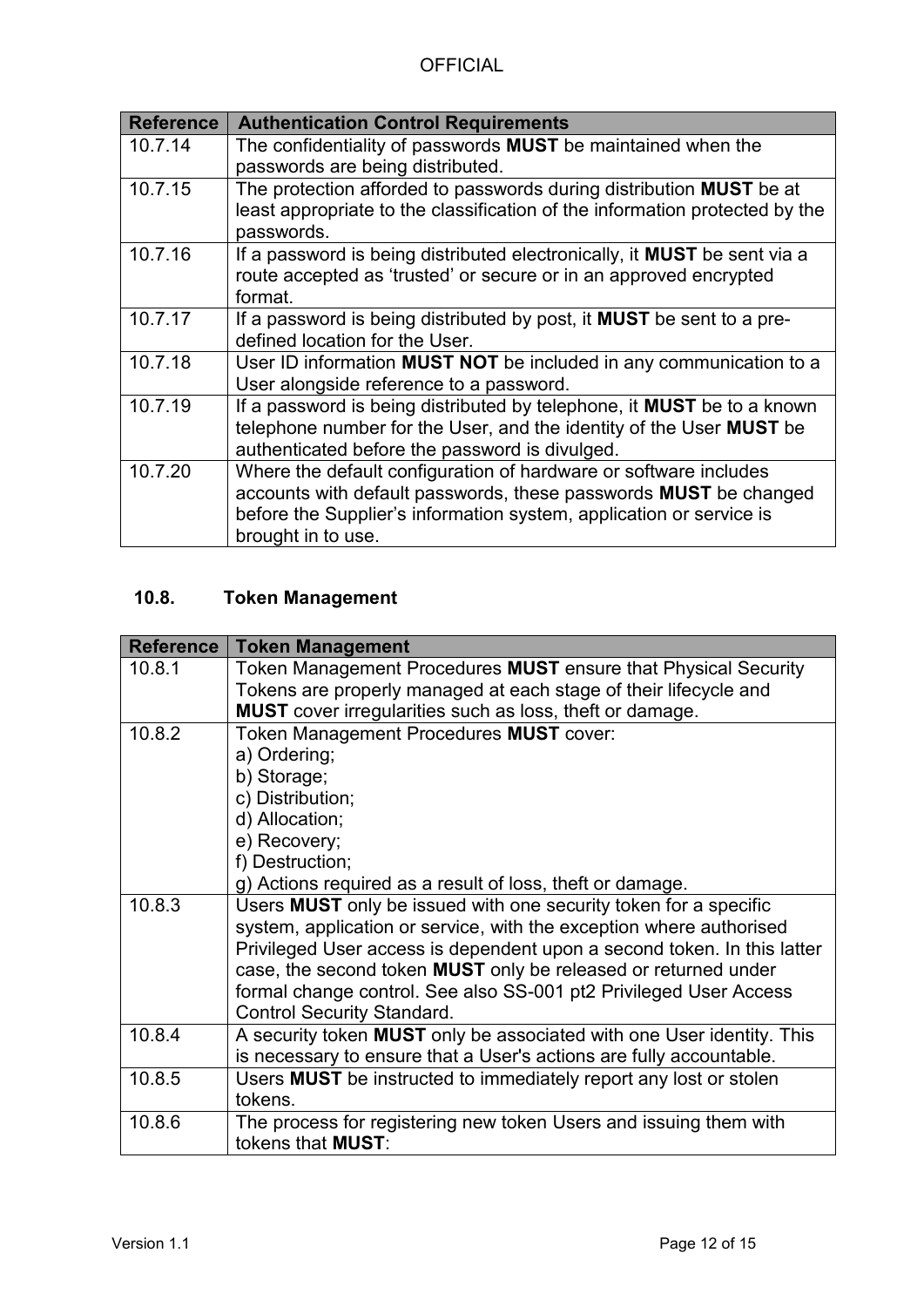| Reference | Authentication Control Requirements |
|---|---|
| 10.7.14 | The confidentiality of passwords **MUST** be maintained when the passwords are being distributed. |
| 10.7.15 | The protection afforded to passwords during distribution **MUST** be at least appropriate to the classification of the information protected by the passwords. |
| 10.7.16 | If a password is being distributed electronically, it **MUST** be sent via a route accepted as 'trusted' or secure or in an approved encrypted format. |
| 10.7.17 | If a password is being distributed by post, it **MUST** be sent to a pre-defined location for the User. |
| 10.7.18 | User ID information **MUST NOT** be included in any communication to a User alongside reference to a password. |
| 10.7.19 | If a password is being distributed by telephone, it **MUST** be to a known telephone number for the User, and the identity of the User **MUST** be authenticated before the password is divulged. |
| 10.7.20 | Where the default configuration of hardware or software includes accounts with default passwords, these passwords **MUST** be changed before the Supplier's information system, application or service is brought in to use. |

## 10.8. Token Management

| Reference | Token Management |
|---|---|
| 10.8.1 | Token Management Procedures **MUST** ensure that Physical Security Tokens are properly managed at each stage of their lifecycle and **MUST** cover irregularities such as loss, theft or damage. |
| 10.8.2 | Token Management Procedures **MUST** cover:<br>a) Ordering;<br>b) Storage;<br>c) Distribution;<br>d) Allocation;<br>e) Recovery;<br>f) Destruction;<br>g) Actions required as a result of loss, theft or damage. |
| 10.8.3 | Users **MUST** only be issued with one security token for a specific system, application or service, with the exception where authorised Privileged User access is dependent upon a second token. In this latter case, the second token **MUST** only be released or returned under formal change control. See also SS-001 pt2 Privileged User Access Control Security Standard. |
| 10.8.4 | A security token **MUST** only be associated with one User identity. This is necessary to ensure that a User's actions are fully accountable. |
| 10.8.5 | Users **MUST** be instructed to immediately report any lost or stolen tokens. |
| 10.8.6 | The process for registering new token Users and issuing them with tokens that **MUST**: |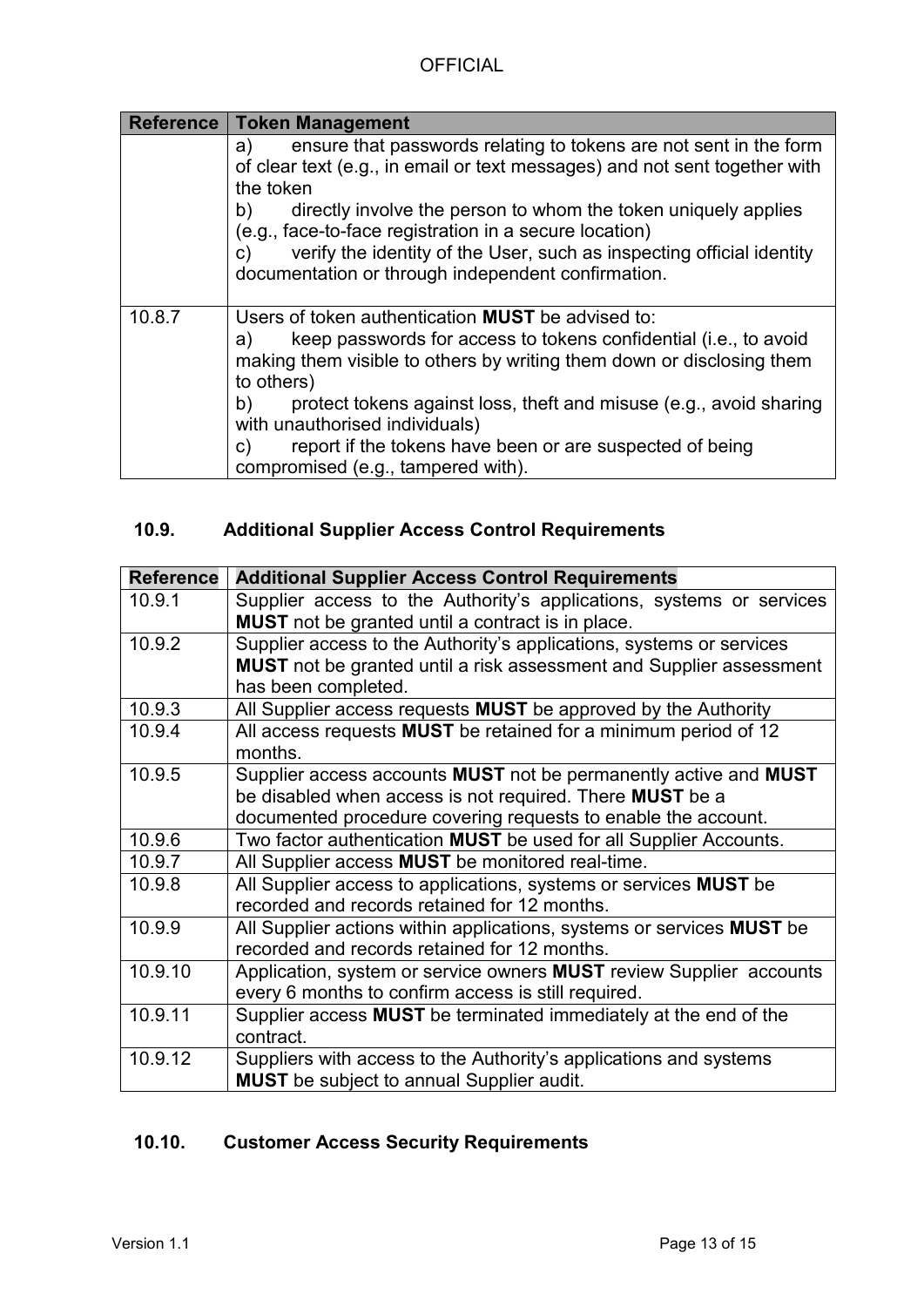| Reference | Token Management |
|---|---|
| | a) ensure that passwords relating to tokens are not sent in the form of clear text (e.g., in email or text messages) and not sent together with the token<br>b) directly involve the person to whom the token uniquely applies (e.g., face-to-face registration in a secure location)<br>c) verify the identity of the User, such as inspecting official identity documentation or through independent confirmation. |
| 10.8.7 | Users of token authentication **MUST** be advised to:<br>a) keep passwords for access to tokens confidential (i.e., to avoid making them visible to others by writing them down or disclosing them to others)<br>b) protect tokens against loss, theft and misuse (e.g., avoid sharing with unauthorised individuals)<br>c) report if the tokens have been or are suspected of being compromised (e.g., tampered with). |

## 10.9. Additional Supplier Access Control Requirements

| Reference | Additional Supplier Access Control Requirements |
|---|---|
| 10.9.1 | Supplier access to the Authority's applications, systems or services **MUST** not be granted until a contract is in place. |
| 10.9.2 | Supplier access to the Authority's applications, systems or services **MUST** not be granted until a risk assessment and Supplier assessment has been completed. |
| 10.9.3 | All Supplier access requests **MUST** be approved by the Authority |
| 10.9.4 | All access requests **MUST** be retained for a minimum period of 12 months. |
| 10.9.5 | Supplier access accounts **MUST** not be permanently active and **MUST** be disabled when access is not required. There **MUST** be a documented procedure covering requests to enable the account. |
| 10.9.6 | Two factor authentication **MUST** be used for all Supplier Accounts. |
| 10.9.7 | All Supplier access **MUST** be monitored real-time. |
| 10.9.8 | All Supplier access to applications, systems or services **MUST** be recorded and records retained for 12 months. |
| 10.9.9 | All Supplier actions within applications, systems or services **MUST** be recorded and records retained for 12 months. |
| 10.9.10 | Application, system or service owners **MUST** review Supplier accounts every 6 months to confirm access is still required. |
| 10.9.11 | Supplier access **MUST** be terminated immediately at the end of the contract. |
| 10.9.12 | Suppliers with access to the Authority's applications and systems **MUST** be subject to annual Supplier audit. |

## 10.10. Customer Access Security Requirements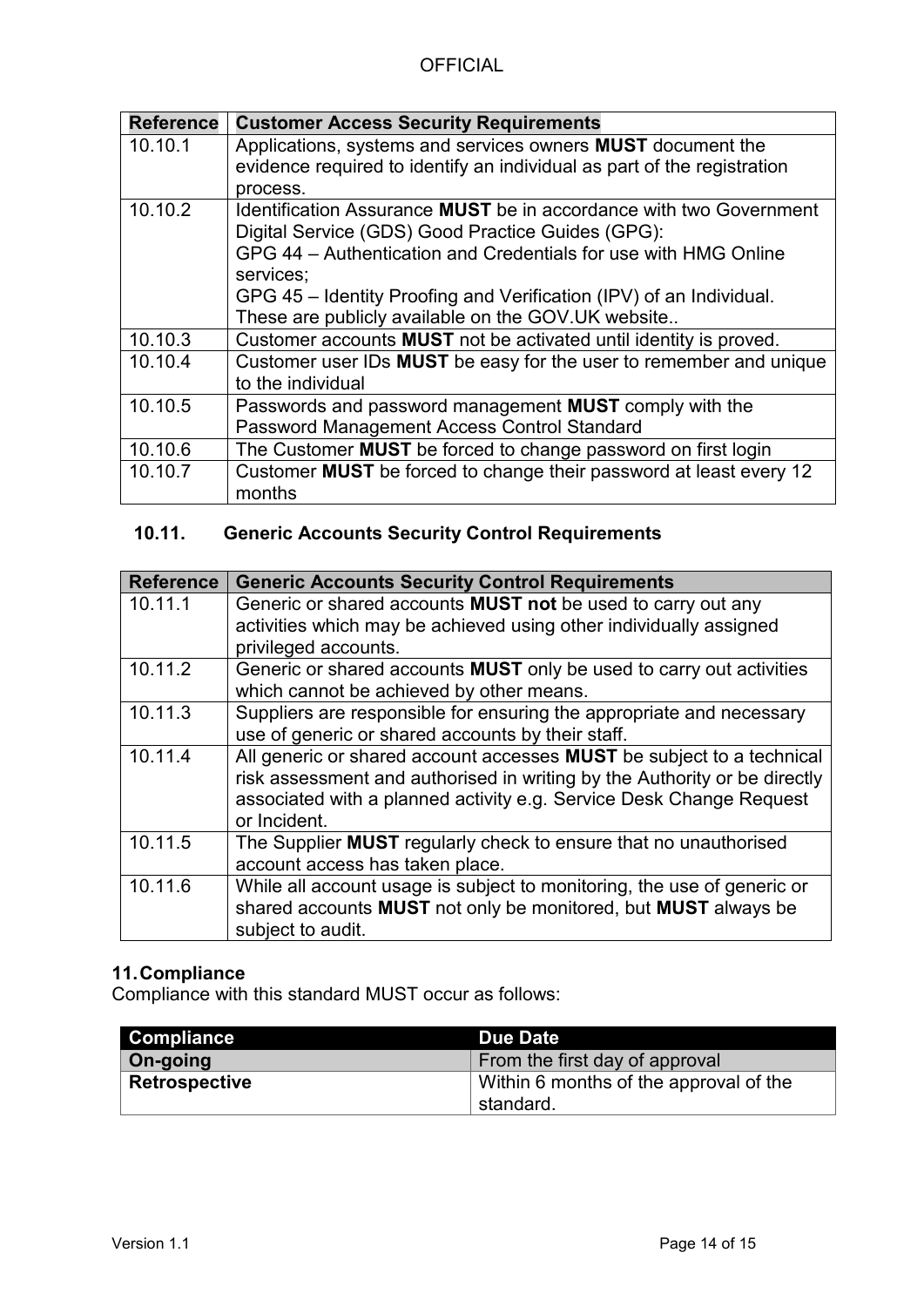| Reference | Customer Access Security Requirements |
|---|---|
| 10.10.1 | Applications, systems and services owners **MUST** document the evidence required to identify an individual as part of the registration process. |
| 10.10.2 | Identification Assurance **MUST** be in accordance with two Government Digital Service (GDS) Good Practice Guides (GPG): GPG 44 – Authentication and Credentials for use with HMG Online services; GPG 45 – Identity Proofing and Verification (IPV) of an Individual. These are publicly available on the GOV.UK website.. |
| 10.10.3 | Customer accounts **MUST** not be activated until identity is proved. |
| 10.10.4 | Customer user IDs **MUST** be easy for the user to remember and unique to the individual |
| 10.10.5 | Passwords and password management **MUST** comply with the Password Management Access Control Standard |
| 10.10.6 | The Customer **MUST** be forced to change password on first login |
| 10.10.7 | Customer **MUST** be forced to change their password at least every 12 months |

### 10.11. Generic Accounts Security Control Requirements

| Reference | Generic Accounts Security Control Requirements |
|---|---|
| 10.11.1 | Generic or shared accounts **MUST not** be used to carry out any activities which may be achieved using other individually assigned privileged accounts. |
| 10.11.2 | Generic or shared accounts **MUST** only be used to carry out activities which cannot be achieved by other means. |
| 10.11.3 | Suppliers are responsible for ensuring the appropriate and necessary use of generic or shared accounts by their staff. |
| 10.11.4 | All generic or shared account accesses **MUST** be subject to a technical risk assessment and authorised in writing by the Authority or be directly associated with a planned activity e.g. Service Desk Change Request or Incident. |
| 10.11.5 | The Supplier **MUST** regularly check to ensure that no unauthorised account access has taken place. |
| 10.11.6 | While all account usage is subject to monitoring, the use of generic or shared accounts **MUST** not only be monitored, but **MUST** always be subject to audit. |

## 11. Compliance

Compliance with this standard MUST occur as follows:

| Compliance | Due Date |
|---|---|
| **On-going** | From the first day of approval |
| **Retrospective** | Within 6 months of the approval of the standard. |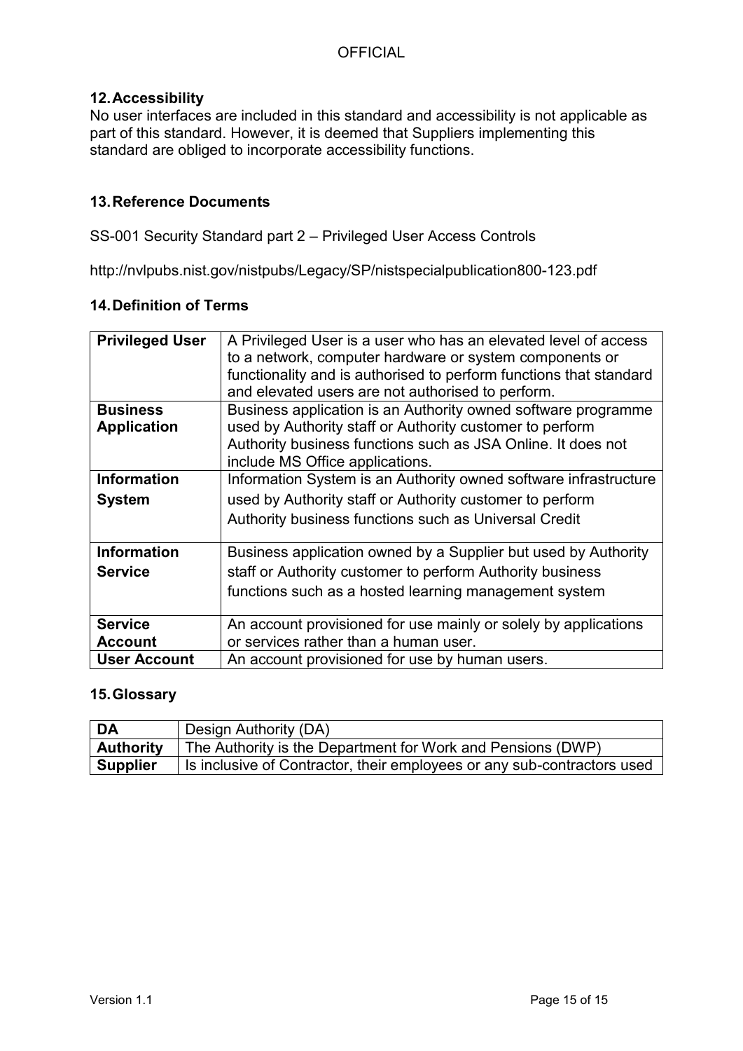## 12. Accessibility

No user interfaces are included in this standard and accessibility is not applicable as part of this standard. However, it is deemed that Suppliers implementing this standard are obliged to incorporate accessibility functions.

## 13. Reference Documents

SS-001 Security Standard part 2 – Privileged User Access Controls

http://nvlpubs.nist.gov/nistpubs/Legacy/SP/nistspecialpublication800-123.pdf

## 14. Definition of Terms

| | |
|---|---|
| **Privileged User** | A Privileged User is a user who has an elevated level of access to a network, computer hardware or system components or functionality and is authorised to perform functions that standard and elevated users are not authorised to perform. |
| **Business Application** | Business application is an Authority owned software programme used by Authority staff or Authority customer to perform Authority business functions such as JSA Online. It does not include MS Office applications. |
| **Information System** | Information System is an Authority owned software infrastructure used by Authority staff or Authority customer to perform Authority business functions such as Universal Credit |
| **Information Service** | Business application owned by a Supplier but used by Authority staff or Authority customer to perform Authority business functions such as a hosted learning management system |
| **Service Account** | An account provisioned for use mainly or solely by applications or services rather than a human user. |
| **User Account** | An account provisioned for use by human users. |

## 15. Glossary

| | |
|---|---|
| **DA** | Design Authority (DA) |
| **Authority** | The Authority is the Department for Work and Pensions (DWP) |
| **Supplier** | Is inclusive of Contractor, their employees or any sub-contractors used |